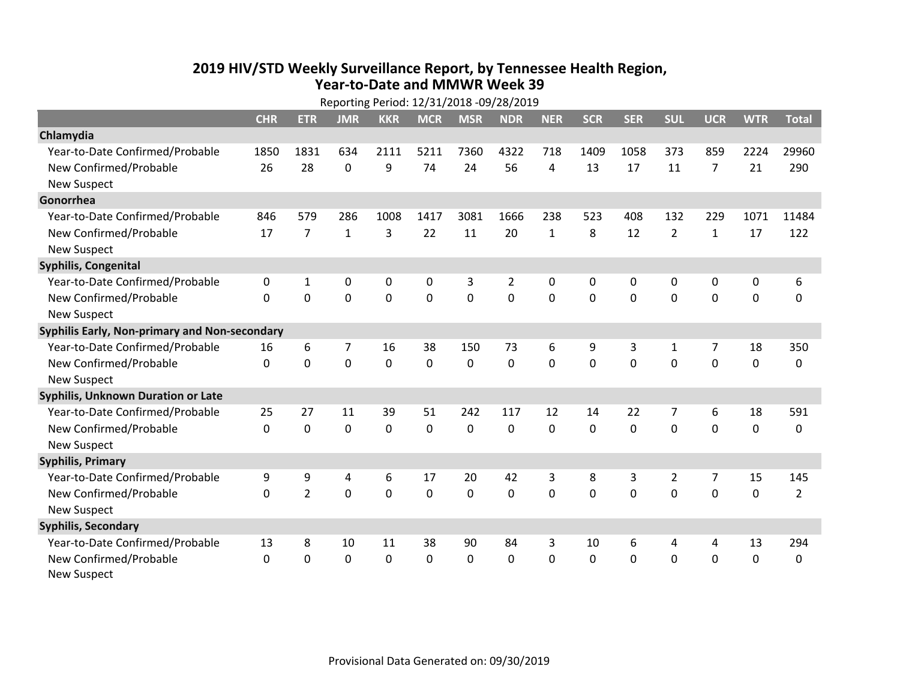# 2019 HIV/STD Weekly Surveillance Report, by Tennessee Health Region, Year-to-Date and MMWR Week 39

Reporting Period: 12/31/2018 -09/28/2019

| | CHR | ETR | JMR | KKR | MCR | MSR | NDR | NER | SCR | SER | SUL | UCR | WTR | Total |
|---|---|---|---|---|---|---|---|---|---|---|---|---|---|---|
| **Chlamydia** | | | | | | | | | | | | | | |
| Year-to-Date Confirmed/Probable | 1850 | 1831 | 634 | 2111 | 5211 | 7360 | 4322 | 718 | 1409 | 1058 | 373 | 859 | 2224 | 29960 |
| New Confirmed/Probable | 26 | 28 | 0 | 9 | 74 | 24 | 56 | 4 | 13 | 17 | 11 | 7 | 21 | 290 |
| New Suspect | | | | | | | | | | | | | | |
| **Gonorrhea** | | | | | | | | | | | | | | |
| Year-to-Date Confirmed/Probable | 846 | 579 | 286 | 1008 | 1417 | 3081 | 1666 | 238 | 523 | 408 | 132 | 229 | 1071 | 11484 |
| New Confirmed/Probable | 17 | 7 | 1 | 3 | 22 | 11 | 20 | 1 | 8 | 12 | 2 | 1 | 17 | 122 |
| New Suspect | | | | | | | | | | | | | | |
| **Syphilis, Congenital** | | | | | | | | | | | | | | |
| Year-to-Date Confirmed/Probable | 0 | 1 | 0 | 0 | 0 | 3 | 2 | 0 | 0 | 0 | 0 | 0 | 0 | 6 |
| New Confirmed/Probable | 0 | 0 | 0 | 0 | 0 | 0 | 0 | 0 | 0 | 0 | 0 | 0 | 0 | 0 |
| New Suspect | | | | | | | | | | | | | | |
| **Syphilis Early, Non-primary and Non-secondary** | | | | | | | | | | | | | | |
| Year-to-Date Confirmed/Probable | 16 | 6 | 7 | 16 | 38 | 150 | 73 | 6 | 9 | 3 | 1 | 7 | 18 | 350 |
| New Confirmed/Probable | 0 | 0 | 0 | 0 | 0 | 0 | 0 | 0 | 0 | 0 | 0 | 0 | 0 | 0 |
| New Suspect | | | | | | | | | | | | | | |
| **Syphilis, Unknown Duration or Late** | | | | | | | | | | | | | | |
| Year-to-Date Confirmed/Probable | 25 | 27 | 11 | 39 | 51 | 242 | 117 | 12 | 14 | 22 | 7 | 6 | 18 | 591 |
| New Confirmed/Probable | 0 | 0 | 0 | 0 | 0 | 0 | 0 | 0 | 0 | 0 | 0 | 0 | 0 | 0 |
| New Suspect | | | | | | | | | | | | | | |
| **Syphilis, Primary** | | | | | | | | | | | | | | |
| Year-to-Date Confirmed/Probable | 9 | 9 | 4 | 6 | 17 | 20 | 42 | 3 | 8 | 3 | 2 | 7 | 15 | 145 |
| New Confirmed/Probable | 0 | 2 | 0 | 0 | 0 | 0 | 0 | 0 | 0 | 0 | 0 | 0 | 0 | 2 |
| New Suspect | | | | | | | | | | | | | | |
| **Syphilis, Secondary** | | | | | | | | | | | | | | |
| Year-to-Date Confirmed/Probable | 13 | 8 | 10 | 11 | 38 | 90 | 84 | 3 | 10 | 6 | 4 | 4 | 13 | 294 |
| New Confirmed/Probable | 0 | 0 | 0 | 0 | 0 | 0 | 0 | 0 | 0 | 0 | 0 | 0 | 0 | 0 |
| New Suspect | | | | | | | | | | | | | | |

Provisional Data Generated on: 09/30/2019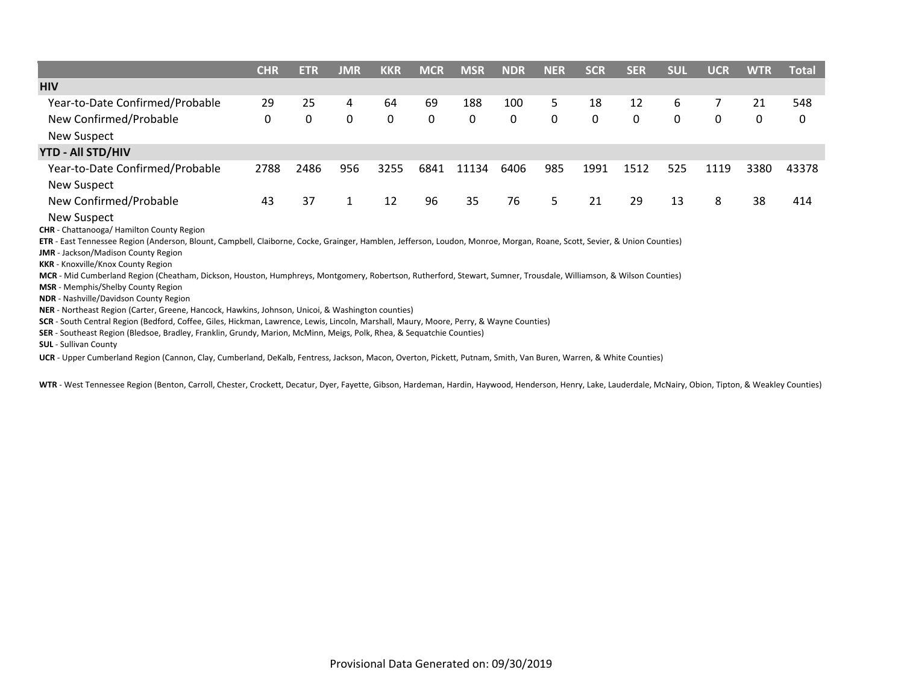| | CHR | ETR | JMR | KKR | MCR | MSR | NDR | NER | SCR | SER | SUL | UCR | WTR | Total |
|---|---|---|---|---|---|---|---|---|---|---|---|---|---|---|
| **HIV** | | | | | | | | | | | | | | |
| Year-to-Date Confirmed/Probable | 29 | 25 | 4 | 64 | 69 | 188 | 100 | 5 | 18 | 12 | 6 | 7 | 21 | 548 |
| New Confirmed/Probable | 0 | 0 | 0 | 0 | 0 | 0 | 0 | 0 | 0 | 0 | 0 | 0 | 0 | 0 |
| New Suspect | | | | | | | | | | | | | | |
| **YTD - All STD/HIV** | | | | | | | | | | | | | | |
| Year-to-Date Confirmed/Probable | 2788 | 2486 | 956 | 3255 | 6841 | 11134 | 6406 | 985 | 1991 | 1512 | 525 | 1119 | 3380 | 43378 |
| New Suspect | | | | | | | | | | | | | | |
| New Confirmed/Probable | 43 | 37 | 1 | 12 | 96 | 35 | 76 | 5 | 21 | 29 | 13 | 8 | 38 | 414 |
| New Suspect | | | | | | | | | | | | | | |

**CHR** - Chattanooga/ Hamilton County Region

**ETR** - East Tennessee Region (Anderson, Blount, Campbell, Claiborne, Cocke, Grainger, Hamblen, Jefferson, Loudon, Monroe, Morgan, Roane, Scott, Sevier, & Union Counties)

**JMR** - Jackson/Madison County Region

**KKR** - Knoxville/Knox County Region

**MCR** - Mid Cumberland Region (Cheatham, Dickson, Houston, Humphreys, Montgomery, Robertson, Rutherford, Stewart, Sumner, Trousdale, Williamson, & Wilson Counties)

**MSR** - Memphis/Shelby County Region

**NDR** - Nashville/Davidson County Region

**NER** - Northeast Region (Carter, Greene, Hancock, Hawkins, Johnson, Unicoi, & Washington counties)

**SCR** - South Central Region (Bedford, Coffee, Giles, Hickman, Lawrence, Lewis, Lincoln, Marshall, Maury, Moore, Perry, & Wayne Counties)

**SER** - Southeast Region (Bledsoe, Bradley, Franklin, Grundy, Marion, McMinn, Meigs, Polk, Rhea, & Sequatchie Counties)

**SUL** - Sullivan County

**UCR** - Upper Cumberland Region (Cannon, Clay, Cumberland, DeKalb, Fentress, Jackson, Macon, Overton, Pickett, Putnam, Smith, Van Buren, Warren, & White Counties)

**WTR** - West Tennessee Region (Benton, Carroll, Chester, Crockett, Decatur, Dyer, Fayette, Gibson, Hardeman, Hardin, Haywood, Henderson, Henry, Lake, Lauderdale, McNairy, Obion, Tipton, & Weakley Counties)

Provisional Data Generated on: 09/30/2019